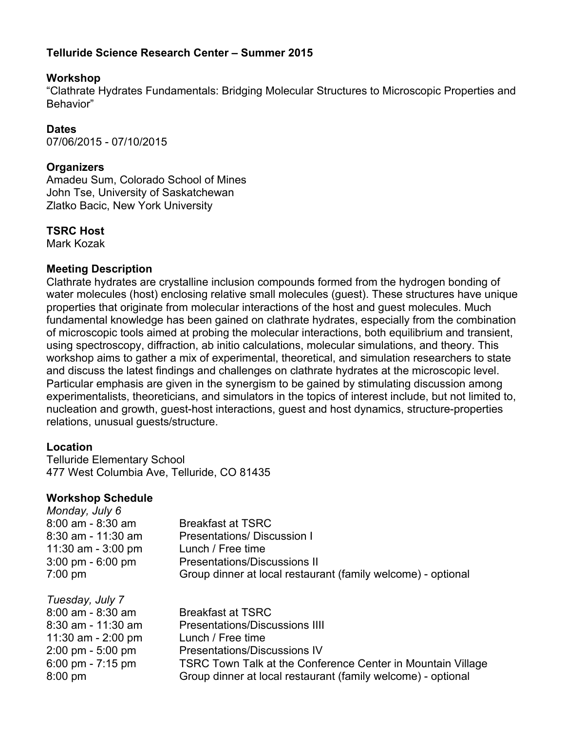**Telluride Science Research Center – Summer 2015**

**Workshop**
"Clathrate Hydrates Fundamentals: Bridging Molecular Structures to Microscopic Properties and Behavior"

**Dates**
07/06/2015 - 07/10/2015

**Organizers**
Amadeu Sum, Colorado School of Mines
John Tse, University of Saskatchewan
Zlatko Bacic, New York University

**TSRC Host**
Mark Kozak

**Meeting Description**
Clathrate hydrates are crystalline inclusion compounds formed from the hydrogen bonding of water molecules (host) enclosing relative small molecules (guest). These structures have unique properties that originate from molecular interactions of the host and guest molecules. Much fundamental knowledge has been gained on clathrate hydrates, especially from the combination of microscopic tools aimed at probing the molecular interactions, both equilibrium and transient, using spectroscopy, diffraction, ab initio calculations, molecular simulations, and theory. This workshop aims to gather a mix of experimental, theoretical, and simulation researchers to state and discuss the latest findings and challenges on clathrate hydrates at the microscopic level. Particular emphasis are given in the synergism to be gained by stimulating discussion among experimentalists, theoreticians, and simulators in the topics of interest include, but not limited to, nucleation and growth, guest-host interactions, guest and host dynamics, structure-properties relations, unusual guests/structure.

**Location**
Telluride Elementary School
477 West Columbia Ave, Telluride, CO 81435

**Workshop Schedule**

*Monday, July 6*

| | |
|---|---|
| 8:00 am - 8:30 am | Breakfast at TSRC |
| 8:30 am - 11:30 am | Presentations/ Discussion I |
| 11:30 am - 3:00 pm | Lunch / Free time |
| 3:00 pm - 6:00 pm | Presentations/Discussions II |
| 7:00 pm | Group dinner at local restaurant (family welcome) - optional |

*Tuesday, July 7*

| | |
|---|---|
| 8:00 am - 8:30 am | Breakfast at TSRC |
| 8:30 am - 11:30 am | Presentations/Discussions IIII |
| 11:30 am - 2:00 pm | Lunch / Free time |
| 2:00 pm - 5:00 pm | Presentations/Discussions IV |
| 6:00 pm - 7:15 pm | TSRC Town Talk at the Conference Center in Mountain Village |
| 8:00 pm | Group dinner at local restaurant (family welcome) - optional |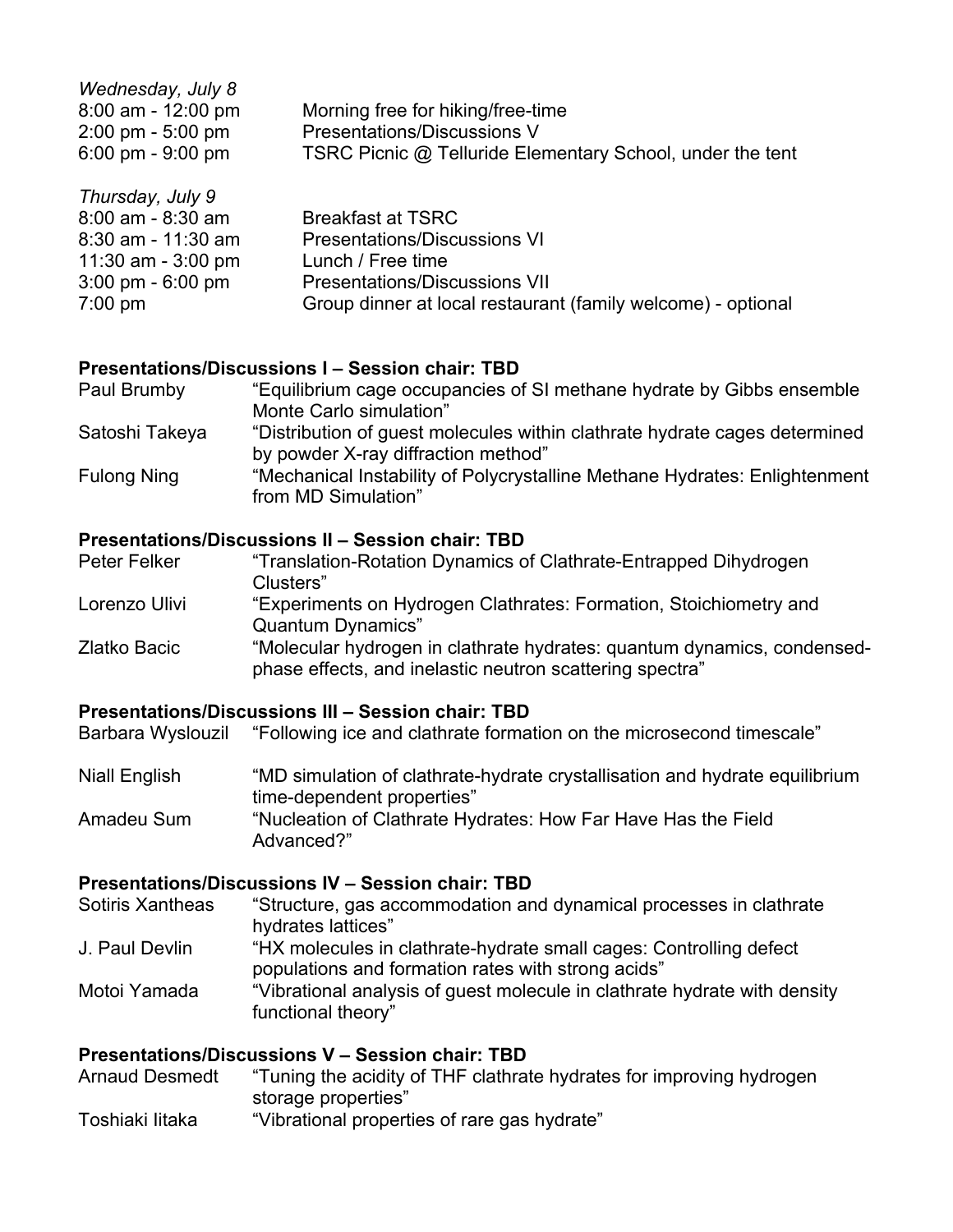*Wednesday, July 8*

| | |
|---|---|
| 8:00 am - 12:00 pm | Morning free for hiking/free-time |
| 2:00 pm - 5:00 pm | Presentations/Discussions V |
| 6:00 pm - 9:00 pm | TSRC Picnic @ Telluride Elementary School, under the tent |

*Thursday, July 9*

| | |
|---|---|
| 8:00 am - 8:30 am | Breakfast at TSRC |
| 8:30 am - 11:30 am | Presentations/Discussions VI |
| 11:30 am - 3:00 pm | Lunch / Free time |
| 3:00 pm - 6:00 pm | Presentations/Discussions VII |
| 7:00 pm | Group dinner at local restaurant (family welcome) - optional |

**Presentations/Discussions I – Session chair: TBD**

| | |
|---|---|
| Paul Brumby | "Equilibrium cage occupancies of SI methane hydrate by Gibbs ensemble Monte Carlo simulation" |
| Satoshi Takeya | "Distribution of guest molecules within clathrate hydrate cages determined by powder X-ray diffraction method" |
| Fulong Ning | "Mechanical Instability of Polycrystalline Methane Hydrates: Enlightenment from MD Simulation" |

**Presentations/Discussions II – Session chair: TBD**

| | |
|---|---|
| Peter Felker | "Translation-Rotation Dynamics of Clathrate-Entrapped Dihydrogen Clusters" |
| Lorenzo Ulivi | "Experiments on Hydrogen Clathrates: Formation, Stoichiometry and Quantum Dynamics" |
| Zlatko Bacic | "Molecular hydrogen in clathrate hydrates: quantum dynamics, condensed-phase effects, and inelastic neutron scattering spectra" |

**Presentations/Discussions III – Session chair: TBD**

| | |
|---|---|
| Barbara Wyslouzil | "Following ice and clathrate formation on the microsecond timescale" |
| Niall English | "MD simulation of clathrate-hydrate crystallisation and hydrate equilibrium time-dependent properties" |
| Amadeu Sum | "Nucleation of Clathrate Hydrates: How Far Have Has the Field Advanced?" |

**Presentations/Discussions IV – Session chair: TBD**

| | |
|---|---|
| Sotiris Xantheas | "Structure, gas accommodation and dynamical processes in clathrate hydrates lattices" |
| J. Paul Devlin | "HX molecules in clathrate-hydrate small cages: Controlling defect populations and formation rates with strong acids" |
| Motoi Yamada | "Vibrational analysis of guest molecule in clathrate hydrate with density functional theory" |

**Presentations/Discussions V – Session chair: TBD**

| | |
|---|---|
| Arnaud Desmedt | "Tuning the acidity of THF clathrate hydrates for improving hydrogen storage properties" |
| Toshiaki Iitaka | "Vibrational properties of rare gas hydrate" |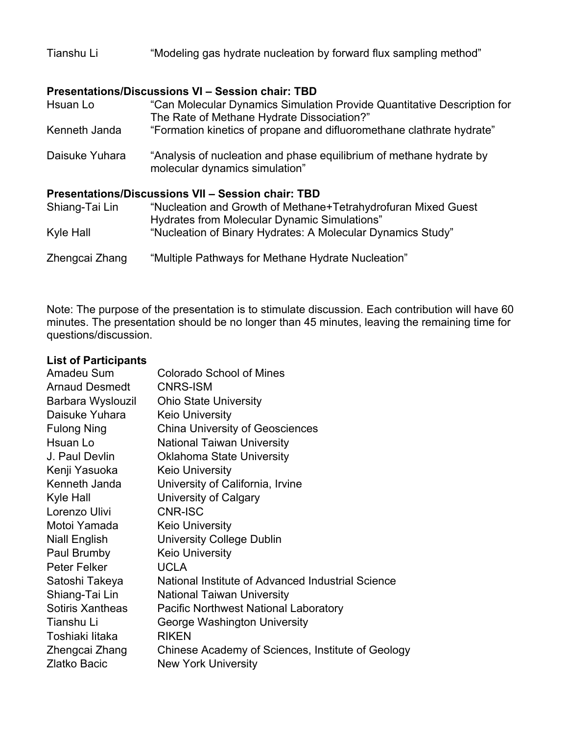Tianshu Li — "Modeling gas hydrate nucleation by forward flux sampling method"

**Presentations/Discussions VI – Session chair: TBD**

Hsuan Lo — "Can Molecular Dynamics Simulation Provide Quantitative Description for The Rate of Methane Hydrate Dissociation?"

Kenneth Janda — "Formation kinetics of propane and difluoromethane clathrate hydrate"

Daisuke Yuhara — "Analysis of nucleation and phase equilibrium of methane hydrate by molecular dynamics simulation"

**Presentations/Discussions VII – Session chair: TBD**

Shiang-Tai Lin — "Nucleation and Growth of Methane+Tetrahydrofuran Mixed Guest Hydrates from Molecular Dynamic Simulations"

Kyle Hall — "Nucleation of Binary Hydrates: A Molecular Dynamics Study"

Zhengcai Zhang — "Multiple Pathways for Methane Hydrate Nucleation"

Note: The purpose of the presentation is to stimulate discussion. Each contribution will have 60 minutes. The presentation should be no longer than 45 minutes, leaving the remaining time for questions/discussion.

**List of Participants**

| | |
|---|---|
| Amadeu Sum | Colorado School of Mines |
| Arnaud Desmedt | CNRS-ISM |
| Barbara Wyslouzil | Ohio State University |
| Daisuke Yuhara | Keio University |
| Fulong Ning | China University of Geosciences |
| Hsuan Lo | National Taiwan University |
| J. Paul Devlin | Oklahoma State University |
| Kenji Yasuoka | Keio University |
| Kenneth Janda | University of California, Irvine |
| Kyle Hall | University of Calgary |
| Lorenzo Ulivi | CNR-ISC |
| Motoi Yamada | Keio University |
| Niall English | University College Dublin |
| Paul Brumby | Keio University |
| Peter Felker | UCLA |
| Satoshi Takeya | National Institute of Advanced Industrial Science |
| Shiang-Tai Lin | National Taiwan University |
| Sotiris Xantheas | Pacific Northwest National Laboratory |
| Tianshu Li | George Washington University |
| Toshiaki Iitaka | RIKEN |
| Zhengcai Zhang | Chinese Academy of Sciences, Institute of Geology |
| Zlatko Bacic | New York University |